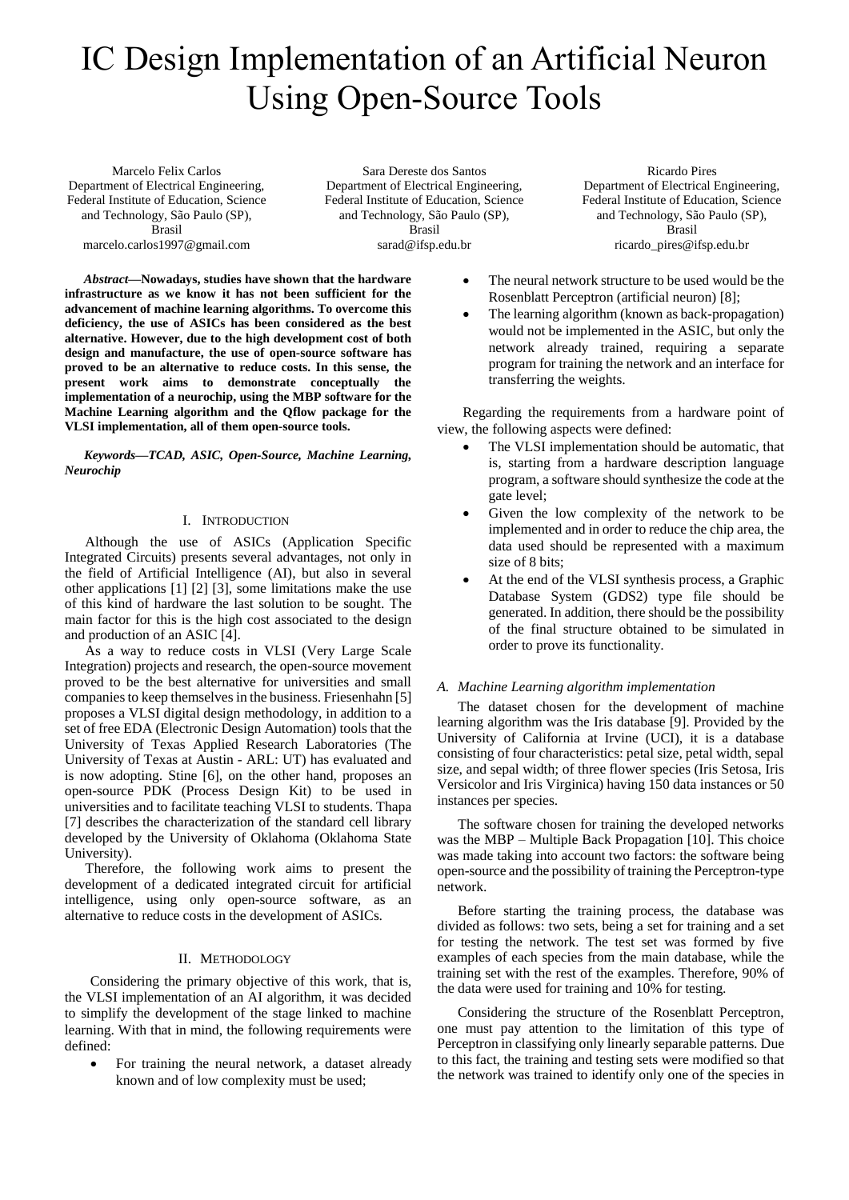# IC Design Implementation of an Artificial Neuron Using Open-Source Tools

Marcelo Felix Carlos
Department of Electrical Engineering,
Federal Institute of Education, Science and Technology, São Paulo (SP), Brasil
marcelo.carlos1997@gmail.com

Sara Dereste dos Santos
Department of Electrical Engineering,
Federal Institute of Education, Science and Technology, São Paulo (SP), Brasil
sarad@ifsp.edu.br

Ricardo Pires
Department of Electrical Engineering,
Federal Institute of Education, Science and Technology, São Paulo (SP), Brasil
ricardo_pires@ifsp.edu.br

***Abstract*—Nowadays, studies have shown that the hardware infrastructure as we know it has not been sufficient for the advancement of machine learning algorithms. To overcome this deficiency, the use of ASICs has been considered as the best alternative. However, due to the high development cost of both design and manufacture, the use of open-source software has proved to be an alternative to reduce costs. In this sense, the present work aims to demonstrate conceptually the implementation of a neurochip, using the MBP software for the Machine Learning algorithm and the Qflow package for the VLSI implementation, all of them open-source tools.**

***Keywords—TCAD, ASIC, Open-Source, Machine Learning, Neurochip***

## I. Introduction

Although the use of ASICs (Application Specific Integrated Circuits) presents several advantages, not only in the field of Artificial Intelligence (AI), but also in several other applications [1] [2] [3], some limitations make the use of this kind of hardware the last solution to be sought. The main factor for this is the high cost associated to the design and production of an ASIC [4].

As a way to reduce costs in VLSI (Very Large Scale Integration) projects and research, the open-source movement proved to be the best alternative for universities and small companies to keep themselves in the business. Friesenhahn [5] proposes a VLSI digital design methodology, in addition to a set of free EDA (Electronic Design Automation) tools that the University of Texas Applied Research Laboratories (The University of Texas at Austin - ARL: UT) has evaluated and is now adopting. Stine [6], on the other hand, proposes an open-source PDK (Process Design Kit) to be used in universities and to facilitate teaching VLSI to students. Thapa [7] describes the characterization of the standard cell library developed by the University of Oklahoma (Oklahoma State University).

Therefore, the following work aims to present the development of a dedicated integrated circuit for artificial intelligence, using only open-source software, as an alternative to reduce costs in the development of ASICs.

## II. Methodology

Considering the primary objective of this work, that is, the VLSI implementation of an AI algorithm, it was decided to simplify the development of the stage linked to machine learning. With that in mind, the following requirements were defined:

- For training the neural network, a dataset already known and of low complexity must be used;
- The neural network structure to be used would be the Rosenblatt Perceptron (artificial neuron) [8];
- The learning algorithm (known as back-propagation) would not be implemented in the ASIC, but only the network already trained, requiring a separate program for training the network and an interface for transferring the weights.

Regarding the requirements from a hardware point of view, the following aspects were defined:

- The VLSI implementation should be automatic, that is, starting from a hardware description language program, a software should synthesize the code at the gate level;
- Given the low complexity of the network to be implemented and in order to reduce the chip area, the data used should be represented with a maximum size of 8 bits;
- At the end of the VLSI synthesis process, a Graphic Database System (GDS2) type file should be generated. In addition, there should be the possibility of the final structure obtained to be simulated in order to prove its functionality.

### *A. Machine Learning algorithm implementation*

The dataset chosen for the development of machine learning algorithm was the Iris database [9]. Provided by the University of California at Irvine (UCI), it is a database consisting of four characteristics: petal size, petal width, sepal size, and sepal width; of three flower species (Iris Setosa, Iris Versicolor and Iris Virginica) having 150 data instances or 50 instances per species.

The software chosen for training the developed networks was the MBP – Multiple Back Propagation [10]. This choice was made taking into account two factors: the software being open-source and the possibility of training the Perceptron-type network.

Before starting the training process, the database was divided as follows: two sets, being a set for training and a set for testing the network. The test set was formed by five examples of each species from the main database, while the training set with the rest of the examples. Therefore, 90% of the data were used for training and 10% for testing.

Considering the structure of the Rosenblatt Perceptron, one must pay attention to the limitation of this type of Perceptron in classifying only linearly separable patterns. Due to this fact, the training and testing sets were modified so that the network was trained to identify only one of the species in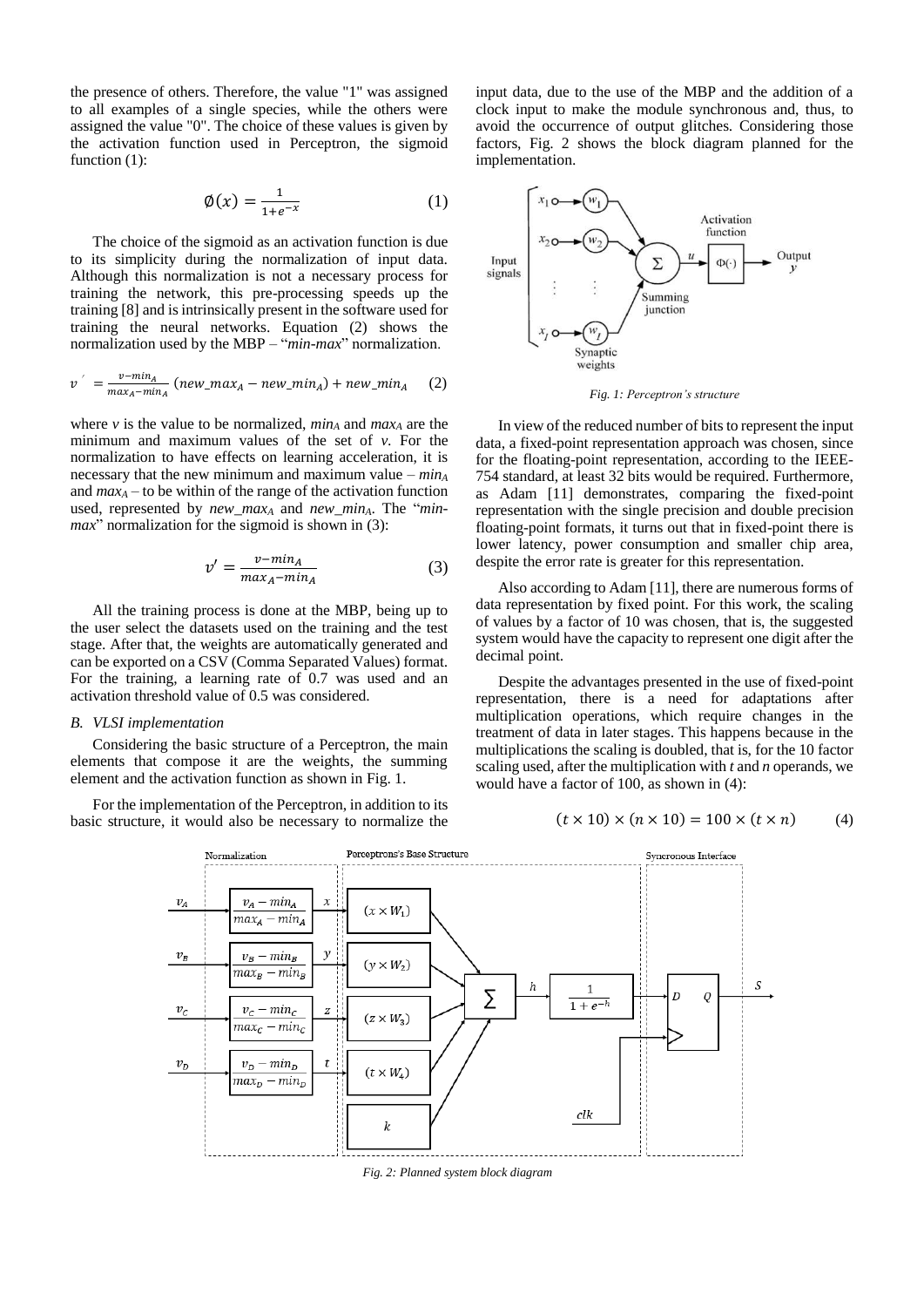the presence of others. Therefore, the value "1" was assigned to all examples of a single species, while the others were assigned the value "0". The choice of these values is given by the activation function used in Perceptron, the sigmoid function (1):

$$\emptyset(x) = \frac{1}{1+e^{-x}} \quad (1)$$

The choice of the sigmoid as an activation function is due to its simplicity during the normalization of input data. Although this normalization is not a necessary process for training the network, this pre-processing speeds up the training [8] and is intrinsically present in the software used for training the neural networks. Equation (2) shows the normalization used by the MBP – "*min-max*" normalization.

$$v' = \frac{v - min_A}{max_A - min_A}\,(new\_max_A - new\_min_A) + new\_min_A \quad (2)$$

where $v$ is the value to be normalized, $min_A$ and $max_A$ are the minimum and maximum values of the set of $v$. For the normalization to have effects on learning acceleration, it is necessary that the new minimum and maximum value – $min_A$ and $max_A$ – to be within of the range of the activation function used, represented by $new\_max_A$ and $new\_min_A$. The "*min-max*" normalization for the sigmoid is shown in (3):

$$v' = \frac{v - min_A}{max_A - min_A} \quad (3)$$

All the training process is done at the MBP, being up to the user select the datasets used on the training and the test stage. After that, the weights are automatically generated and can be exported on a CSV (Comma Separated Values) format. For the training, a learning rate of 0.7 was used and an activation threshold value of 0.5 was considered.

### *B. VLSI implementation*

Considering the basic structure of a Perceptron, the main elements that compose it are the weights, the summing element and the activation function as shown in Fig. 1.

For the implementation of the Perceptron, in addition to its basic structure, it would also be necessary to normalize the input data, due to the use of the MBP and the addition of a clock input to make the module synchronous and, thus, to avoid the occurrence of output glitches. Considering those factors, Fig. 2 shows the block diagram planned for the implementation.

*Fig. 1: Perceptron's structure*

In view of the reduced number of bits to represent the input data, a fixed-point representation approach was chosen, since for the floating-point representation, according to the IEEE-754 standard, at least 32 bits would be required. Furthermore, as Adam [11] demonstrates, comparing the fixed-point representation with the single precision and double precision floating-point formats, it turns out that in fixed-point there is lower latency, power consumption and smaller chip area, despite the error rate is greater for this representation.

Also according to Adam [11], there are numerous forms of data representation by fixed point. For this work, the scaling of values by a factor of 10 was chosen, that is, the suggested system would have the capacity to represent one digit after the decimal point.

Despite the advantages presented in the use of fixed-point representation, there is a need for adaptations after multiplication operations, which require changes in the treatment of data in later stages. This happens because in the multiplications the scaling is doubled, that is, for the 10 factor scaling used, after the multiplication with $t$ and $n$ operands, we would have a factor of 100, as shown in (4):

$$(t \times 10) \times (n \times 10) = 100 \times (t \times n) \quad (4)$$

*Fig. 2: Planned system block diagram*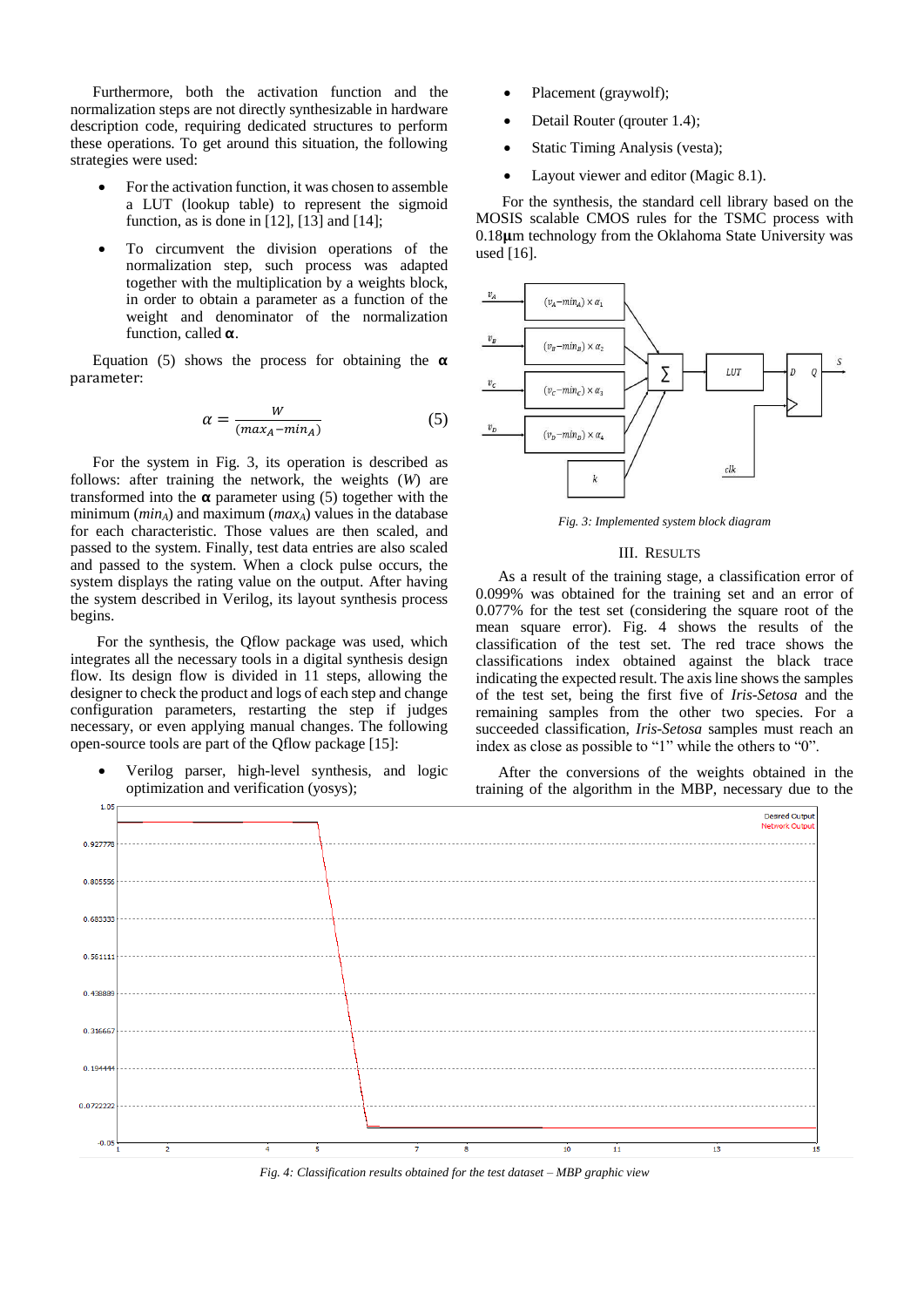Furthermore, both the activation function and the normalization steps are not directly synthesizable in hardware description code, requiring dedicated structures to perform these operations. To get around this situation, the following strategies were used:

- For the activation function, it was chosen to assemble a LUT (lookup table) to represent the sigmoid function, as is done in [12], [13] and [14];
- To circumvent the division operations of the normalization step, such process was adapted together with the multiplication by a weights block, in order to obtain a parameter as a function of the weight and denominator of the normalization function, called $\boldsymbol{\alpha}$.

Equation (5) shows the process for obtaining the $\boldsymbol{\alpha}$ parameter:

$$\alpha = \frac{W}{(max_A - min_A)} \tag{5}$$

For the system in Fig. 3, its operation is described as follows: after training the network, the weights ($W$) are transformed into the $\boldsymbol{\alpha}$ parameter using (5) together with the minimum ($min_A$) and maximum ($max_A$) values in the database for each characteristic. Those values are then scaled, and passed to the system. Finally, test data entries are also scaled and passed to the system. When a clock pulse occurs, the system displays the rating value on the output. After having the system described in Verilog, its layout synthesis process begins.

For the synthesis, the Qflow package was used, which integrates all the necessary tools in a digital synthesis design flow. Its design flow is divided in 11 steps, allowing the designer to check the product and logs of each step and change configuration parameters, restarting the step if judges necessary, or even applying manual changes. The following open-source tools are part of the Qflow package [15]:

- Verilog parser, high-level synthesis, and logic optimization and verification (yosys);
- Placement (graywolf);
- Detail Router (qrouter 1.4);
- Static Timing Analysis (vesta);
- Layout viewer and editor (Magic 8.1).

For the synthesis, the standard cell library based on the MOSIS scalable CMOS rules for the TSMC process with 0.18μm technology from the Oklahoma State University was used [16].

*Fig. 3: Implemented system block diagram*

## III. Results

As a result of the training stage, a classification error of 0.099% was obtained for the training set and an error of 0.077% for the test set (considering the square root of the mean square error). Fig. 4 shows the results of the classification of the test set. The red trace shows the classifications index obtained against the black trace indicating the expected result. The axis line shows the samples of the test set, being the first five of *Iris-Setosa* and the remaining samples from the other two species. For a succeeded classification, *Iris-Setosa* samples must reach an index as close as possible to "1" while the others to "0".

After the conversions of the weights obtained in the training of the algorithm in the MBP, necessary due to the

*Fig. 4: Classification results obtained for the test dataset – MBP graphic view*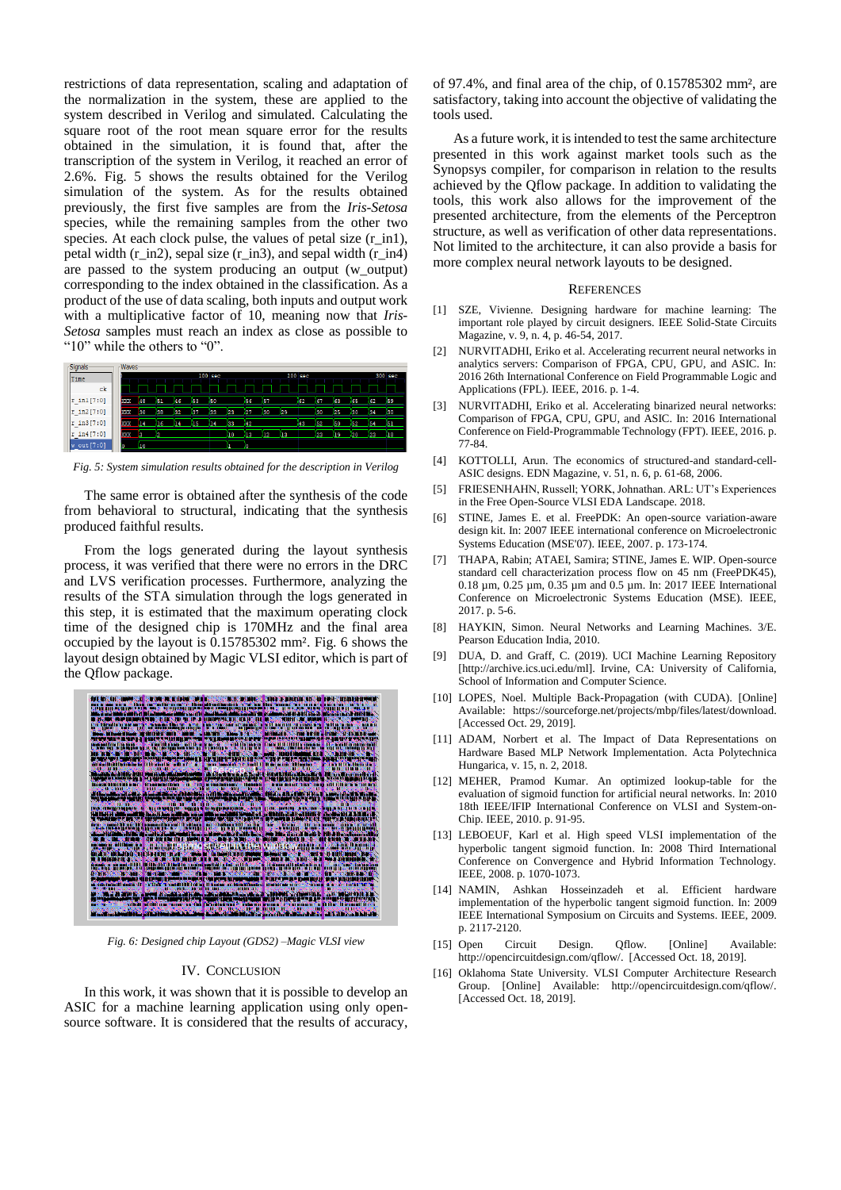restrictions of data representation, scaling and adaptation of the normalization in the system, these are applied to the system described in Verilog and simulated. Calculating the square root of the root mean square error for the results obtained in the simulation, it is found that, after the transcription of the system in Verilog, it reached an error of 2.6%. Fig. 5 shows the results obtained for the Verilog simulation of the system. As for the results obtained previously, the first five samples are from the *Iris-Setosa* species, while the remaining samples from the other two species. At each clock pulse, the values of petal size (r_in1), petal width (r_in2), sepal size (r_in3), and sepal width (r_in4) are passed to the system producing an output (w_output) corresponding to the index obtained in the classification. As a product of the use of data scaling, both inputs and output work with a multiplicative factor of 10, meaning now that *Iris-Setosa* samples must reach an index as close as possible to "10" while the others to "0".

*Fig. 5: System simulation results obtained for the description in Verilog*

The same error is obtained after the synthesis of the code from behavioral to structural, indicating that the synthesis produced faithful results.

From the logs generated during the layout synthesis process, it was verified that there were no errors in the DRC and LVS verification processes. Furthermore, analyzing the results of the STA simulation through the logs generated in this step, it is estimated that the maximum operating clock time of the designed chip is 170MHz and the final area occupied by the layout is 0.15785302 mm². Fig. 6 shows the layout design obtained by Magic VLSI editor, which is part of the Qflow package.

*Fig. 6: Designed chip Layout (GDS2) –Magic VLSI view*

## IV. Conclusion

In this work, it was shown that it is possible to develop an ASIC for a machine learning application using only open-source software. It is considered that the results of accuracy, of 97.4%, and final area of the chip, of 0.15785302 mm², are satisfactory, taking into account the objective of validating the tools used.

As a future work, it is intended to test the same architecture presented in this work against market tools such as the Synopsys compiler, for comparison in relation to the results achieved by the Qflow package. In addition to validating the tools, this work also allows for the improvement of the presented architecture, from the elements of the Perceptron structure, as well as verification of other data representations. Not limited to the architecture, it can also provide a basis for more complex neural network layouts to be designed.

## References

[1] SZE, Vivienne. Designing hardware for machine learning: The important role played by circuit designers. IEEE Solid-State Circuits Magazine, v. 9, n. 4, p. 46-54, 2017.

[2] NURVITADHI, Eriko et al. Accelerating recurrent neural networks in analytics servers: Comparison of FPGA, CPU, GPU, and ASIC. In: 2016 26th International Conference on Field Programmable Logic and Applications (FPL). IEEE, 2016. p. 1-4.

[3] NURVITADHI, Eriko et al. Accelerating binarized neural networks: Comparison of FPGA, CPU, GPU, and ASIC. In: 2016 International Conference on Field-Programmable Technology (FPT). IEEE, 2016. p. 77-84.

[4] KOTTOLLI, Arun. The economics of structured-and standard-cell-ASIC designs. EDN Magazine, v. 51, n. 6, p. 61-68, 2006.

[5] FRIESENHAHN, Russell; YORK, Johnathan. ARL: UT's Experiences in the Free Open-Source VLSI EDA Landscape. 2018.

[6] STINE, James E. et al. FreePDK: An open-source variation-aware design kit. In: 2007 IEEE international conference on Microelectronic Systems Education (MSE'07). IEEE, 2007. p. 173-174.

[7] THAPA, Rabin; ATAEI, Samira; STINE, James E. WIP. Open-source standard cell characterization process flow on 45 nm (FreePDK45), 0.18 µm, 0.25 µm, 0.35 µm and 0.5 µm. In: 2017 IEEE International Conference on Microelectronic Systems Education (MSE). IEEE, 2017. p. 5-6.

[8] HAYKIN, Simon. Neural Networks and Learning Machines. 3/E. Pearson Education India, 2010.

[9] DUA, D. and Graff, C. (2019). UCI Machine Learning Repository [http://archive.ics.uci.edu/ml]. Irvine, CA: University of California, School of Information and Computer Science.

[10] LOPES, Noel. Multiple Back-Propagation (with CUDA). [Online] Available: https://sourceforge.net/projects/mbp/files/latest/download. [Accessed Oct. 29, 2019].

[11] ADAM, Norbert et al. The Impact of Data Representations on Hardware Based MLP Network Implementation. Acta Polytechnica Hungarica, v. 15, n. 2, 2018.

[12] MEHER, Pramod Kumar. An optimized lookup-table for the evaluation of sigmoid function for artificial neural networks. In: 2010 18th IEEE/IFIP International Conference on VLSI and System-on-Chip. IEEE, 2010. p. 91-95.

[13] LEBOEUF, Karl et al. High speed VLSI implementation of the hyperbolic tangent sigmoid function. In: 2008 Third International Conference on Convergence and Hybrid Information Technology. IEEE, 2008. p. 1070-1073.

[14] NAMIN, Ashkan Hosseinzadeh et al. Efficient hardware implementation of the hyperbolic tangent sigmoid function. In: 2009 IEEE International Symposium on Circuits and Systems. IEEE, 2009. p. 2117-2120.

[15] Open Circuit Design. Qflow. [Online] Available: http://opencircuitdesign.com/qflow/. [Accessed Oct. 18, 2019].

[16] Oklahoma State University. VLSI Computer Architecture Research Group. [Online] Available: http://opencircuitdesign.com/qflow/. [Accessed Oct. 18, 2019].